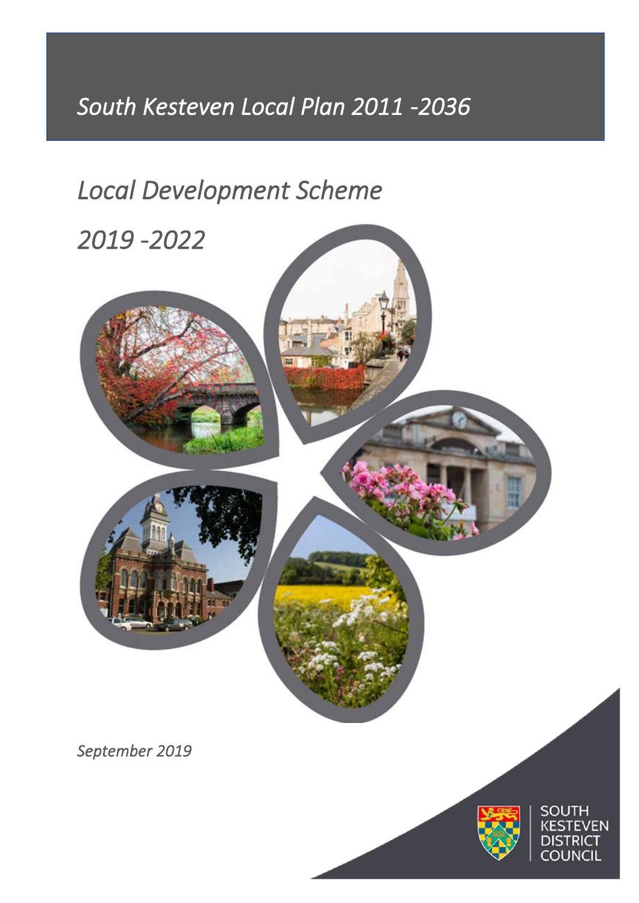# South Kesteven Local Plan 2011 -2036

## Local Development Scheme

## 2019 -2022

*September 2019*

SOUTH KESTEVEN DISTRICT COUNCIL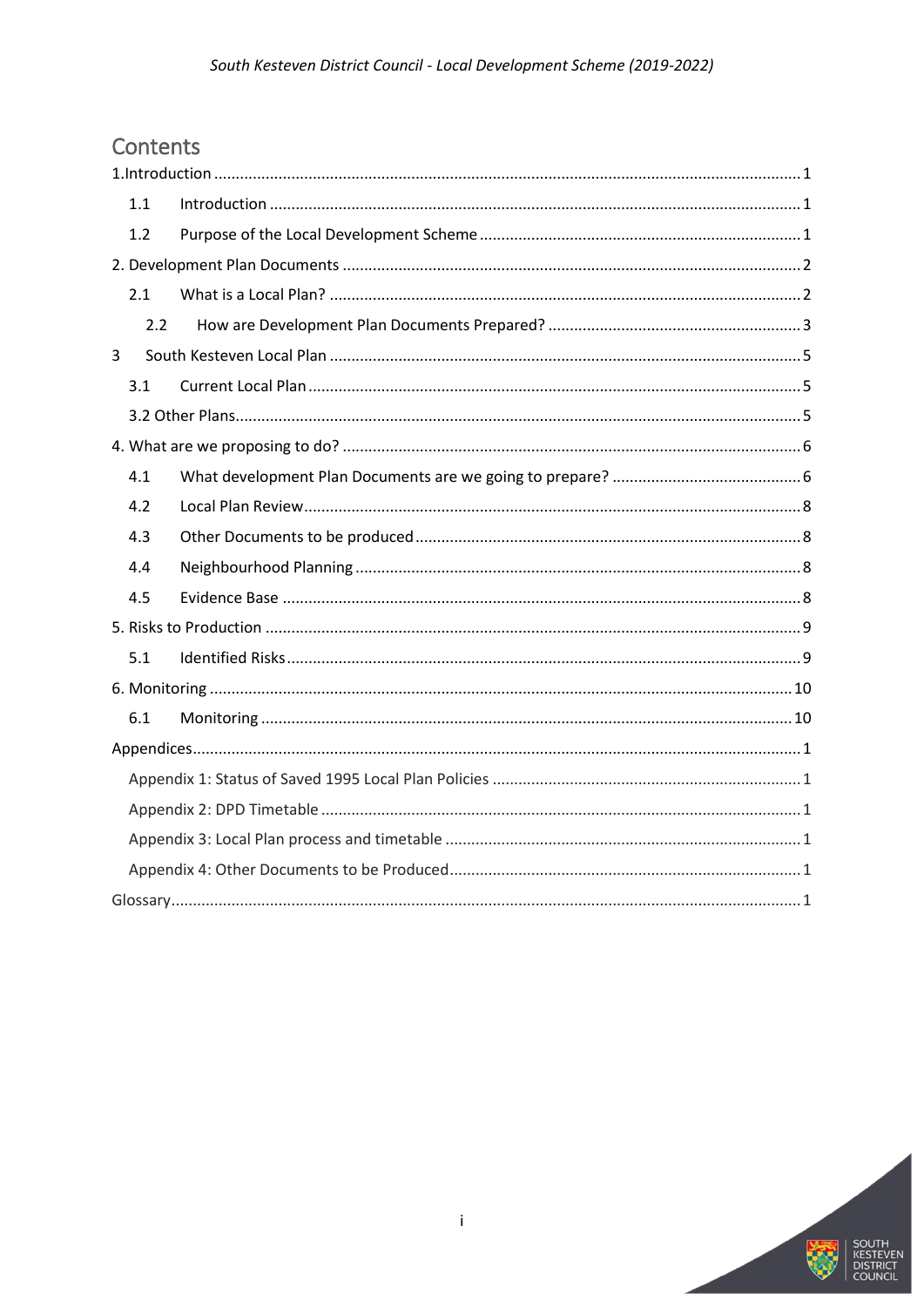# Contents

1.Introduction ........................................................................ 1

1.1 Introduction ........................................................................ 1

1.2 Purpose of the Local Development Scheme ........................................................................ 1

2. Development Plan Documents ........................................................................ 2

2.1 What is a Local Plan? ........................................................................ 2

2.2 How are Development Plan Documents Prepared? ........................................................................ 3

3 South Kesteven Local Plan ........................................................................ 5

3.1 Current Local Plan ........................................................................ 5

3.2 Other Plans ........................................................................ 5

4. What are we proposing to do? ........................................................................ 6

4.1 What development Plan Documents are we going to prepare? ........................................................................ 6

4.2 Local Plan Review ........................................................................ 8

4.3 Other Documents to be produced ........................................................................ 8

4.4 Neighbourhood Planning ........................................................................ 8

4.5 Evidence Base ........................................................................ 8

5. Risks to Production ........................................................................ 9

5.1 Identified Risks ........................................................................ 9

6. Monitoring ........................................................................ 10

6.1 Monitoring ........................................................................ 10

Appendices ........................................................................ 1

Appendix 1: Status of Saved 1995 Local Plan Policies ........................................................................ 1

Appendix 2: DPD Timetable ........................................................................ 1

Appendix 3: Local Plan process and timetable ........................................................................ 1

Appendix 4: Other Documents to be Produced ........................................................................ 1

Glossary ........................................................................ 1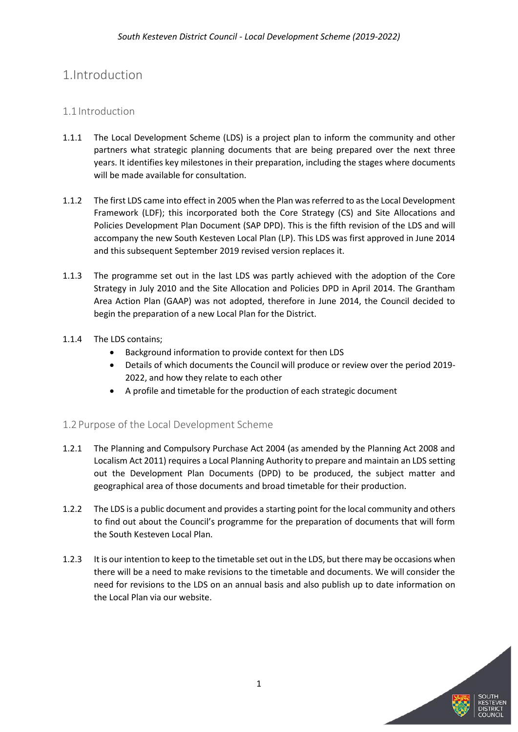# 1.Introduction

## 1.1 Introduction

1.1.1 The Local Development Scheme (LDS) is a project plan to inform the community and other partners what strategic planning documents that are being prepared over the next three years. It identifies key milestones in their preparation, including the stages where documents will be made available for consultation.

1.1.2 The first LDS came into effect in 2005 when the Plan was referred to as the Local Development Framework (LDF); this incorporated both the Core Strategy (CS) and Site Allocations and Policies Development Plan Document (SAP DPD). This is the fifth revision of the LDS and will accompany the new South Kesteven Local Plan (LP). This LDS was first approved in June 2014 and this subsequent September 2019 revised version replaces it.

1.1.3 The programme set out in the last LDS was partly achieved with the adoption of the Core Strategy in July 2010 and the Site Allocation and Policies DPD in April 2014. The Grantham Area Action Plan (GAAP) was not adopted, therefore in June 2014, the Council decided to begin the preparation of a new Local Plan for the District.

1.1.4 The LDS contains;

- Background information to provide context for then LDS
- Details of which documents the Council will produce or review over the period 2019-2022, and how they relate to each other
- A profile and timetable for the production of each strategic document

## 1.2 Purpose of the Local Development Scheme

1.2.1 The Planning and Compulsory Purchase Act 2004 (as amended by the Planning Act 2008 and Localism Act 2011) requires a Local Planning Authority to prepare and maintain an LDS setting out the Development Plan Documents (DPD) to be produced, the subject matter and geographical area of those documents and broad timetable for their production.

1.2.2 The LDS is a public document and provides a starting point for the local community and others to find out about the Council's programme for the preparation of documents that will form the South Kesteven Local Plan.

1.2.3 It is our intention to keep to the timetable set out in the LDS, but there may be occasions when there will be a need to make revisions to the timetable and documents. We will consider the need for revisions to the LDS on an annual basis and also publish up to date information on the Local Plan via our website.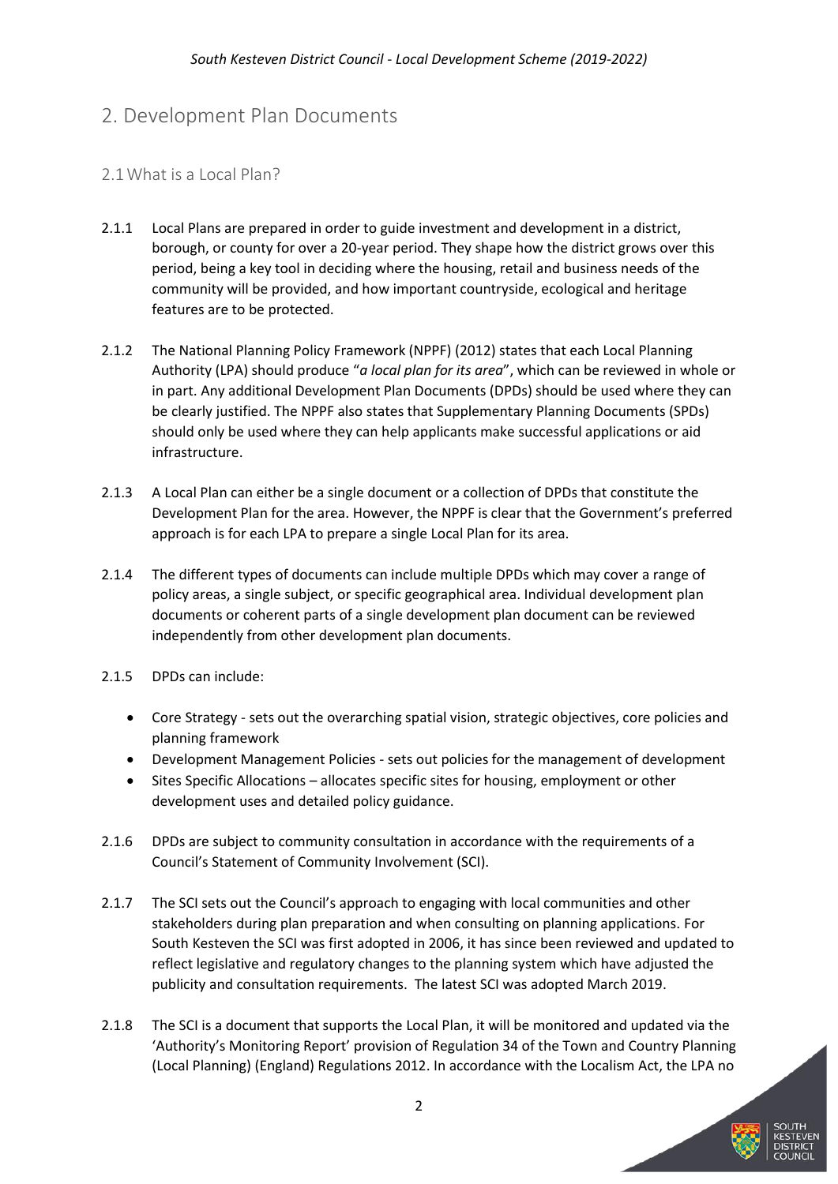# 2. Development Plan Documents

## 2.1 What is a Local Plan?

2.1.1 Local Plans are prepared in order to guide investment and development in a district, borough, or county for over a 20-year period. They shape how the district grows over this period, being a key tool in deciding where the housing, retail and business needs of the community will be provided, and how important countryside, ecological and heritage features are to be protected.

2.1.2 The National Planning Policy Framework (NPPF) (2012) states that each Local Planning Authority (LPA) should produce "*a local plan for its area*", which can be reviewed in whole or in part. Any additional Development Plan Documents (DPDs) should be used where they can be clearly justified. The NPPF also states that Supplementary Planning Documents (SPDs) should only be used where they can help applicants make successful applications or aid infrastructure.

2.1.3 A Local Plan can either be a single document or a collection of DPDs that constitute the Development Plan for the area. However, the NPPF is clear that the Government's preferred approach is for each LPA to prepare a single Local Plan for its area.

2.1.4 The different types of documents can include multiple DPDs which may cover a range of policy areas, a single subject, or specific geographical area. Individual development plan documents or coherent parts of a single development plan document can be reviewed independently from other development plan documents.

2.1.5 DPDs can include:

- Core Strategy - sets out the overarching spatial vision, strategic objectives, core policies and planning framework
- Development Management Policies - sets out policies for the management of development
- Sites Specific Allocations – allocates specific sites for housing, employment or other development uses and detailed policy guidance.

2.1.6 DPDs are subject to community consultation in accordance with the requirements of a Council's Statement of Community Involvement (SCI).

2.1.7 The SCI sets out the Council's approach to engaging with local communities and other stakeholders during plan preparation and when consulting on planning applications. For South Kesteven the SCI was first adopted in 2006, it has since been reviewed and updated to reflect legislative and regulatory changes to the planning system which have adjusted the publicity and consultation requirements. The latest SCI was adopted March 2019.

2.1.8 The SCI is a document that supports the Local Plan, it will be monitored and updated via the 'Authority's Monitoring Report' provision of Regulation 34 of the Town and Country Planning (Local Planning) (England) Regulations 2012. In accordance with the Localism Act, the LPA no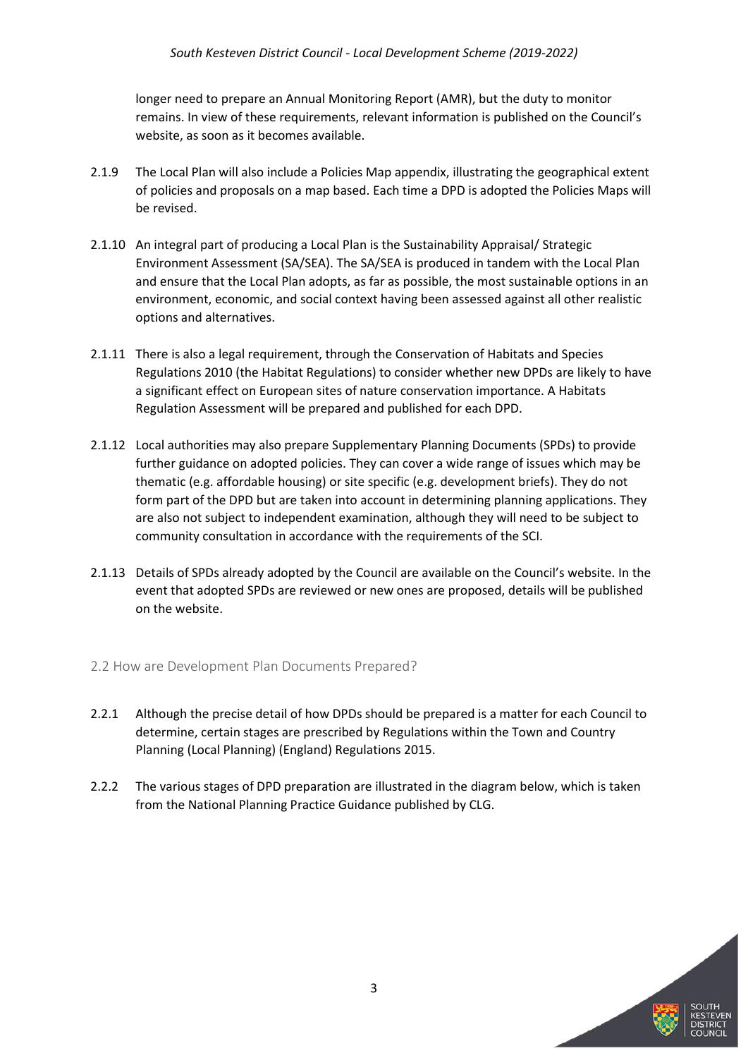longer need to prepare an Annual Monitoring Report (AMR), but the duty to monitor remains. In view of these requirements, relevant information is published on the Council's website, as soon as it becomes available.

2.1.9 The Local Plan will also include a Policies Map appendix, illustrating the geographical extent of policies and proposals on a map based. Each time a DPD is adopted the Policies Maps will be revised.

2.1.10 An integral part of producing a Local Plan is the Sustainability Appraisal/ Strategic Environment Assessment (SA/SEA). The SA/SEA is produced in tandem with the Local Plan and ensure that the Local Plan adopts, as far as possible, the most sustainable options in an environment, economic, and social context having been assessed against all other realistic options and alternatives.

2.1.11 There is also a legal requirement, through the Conservation of Habitats and Species Regulations 2010 (the Habitat Regulations) to consider whether new DPDs are likely to have a significant effect on European sites of nature conservation importance. A Habitats Regulation Assessment will be prepared and published for each DPD.

2.1.12 Local authorities may also prepare Supplementary Planning Documents (SPDs) to provide further guidance on adopted policies. They can cover a wide range of issues which may be thematic (e.g. affordable housing) or site specific (e.g. development briefs). They do not form part of the DPD but are taken into account in determining planning applications. They are also not subject to independent examination, although they will need to be subject to community consultation in accordance with the requirements of the SCI.

2.1.13 Details of SPDs already adopted by the Council are available on the Council's website. In the event that adopted SPDs are reviewed or new ones are proposed, details will be published on the website.

## 2.2 How are Development Plan Documents Prepared?

2.2.1 Although the precise detail of how DPDs should be prepared is a matter for each Council to determine, certain stages are prescribed by Regulations within the Town and Country Planning (Local Planning) (England) Regulations 2015.

2.2.2 The various stages of DPD preparation are illustrated in the diagram below, which is taken from the National Planning Practice Guidance published by CLG.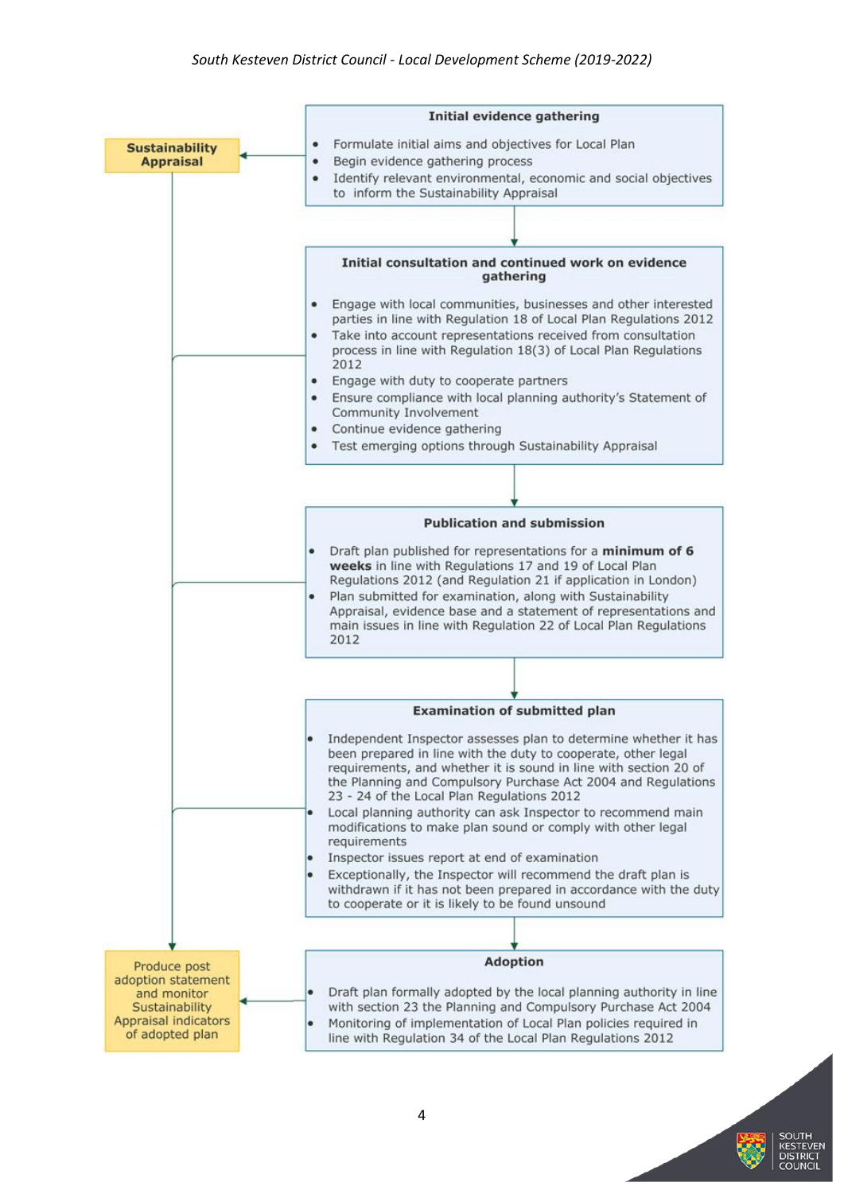**Initial evidence gathering**

- Formulate initial aims and objectives for Local Plan
- Begin evidence gathering process
- Identify relevant environmental, economic and social objectives to inform the Sustainability Appraisal

**Sustainability Appraisal**

**Initial consultation and continued work on evidence gathering**

- Engage with local communities, businesses and other interested parties in line with Regulation 18 of Local Plan Regulations 2012
- Take into account representations received from consultation process in line with Regulation 18(3) of Local Plan Regulations 2012
- Engage with duty to cooperate partners
- Ensure compliance with local planning authority's Statement of Community Involvement
- Continue evidence gathering
- Test emerging options through Sustainability Appraisal

**Publication and submission**

- Draft plan published for representations for a **minimum of 6 weeks** in line with Regulations 17 and 19 of Local Plan Regulations 2012 (and Regulation 21 if application in London)
- Plan submitted for examination, along with Sustainability Appraisal, evidence base and a statement of representations and main issues in line with Regulation 22 of Local Plan Regulations 2012

**Examination of submitted plan**

- Independent Inspector assesses plan to determine whether it has been prepared in line with the duty to cooperate, other legal requirements, and whether it is sound in line with section 20 of the Planning and Compulsory Purchase Act 2004 and Regulations 23 - 24 of the Local Plan Regulations 2012
- Local planning authority can ask Inspector to recommend main modifications to make plan sound or comply with other legal requirements
- Inspector issues report at end of examination
- Exceptionally, the Inspector will recommend the draft plan is withdrawn if it has not been prepared in accordance with the duty to cooperate or it is likely to be found unsound

**Adoption**

- Draft plan formally adopted by the local planning authority in line with section 23 the Planning and Compulsory Purchase Act 2004
- Monitoring of implementation of Local Plan policies required in line with Regulation 34 of the Local Plan Regulations 2012

Produce post adoption statement and monitor Sustainability Appraisal indicators of adopted plan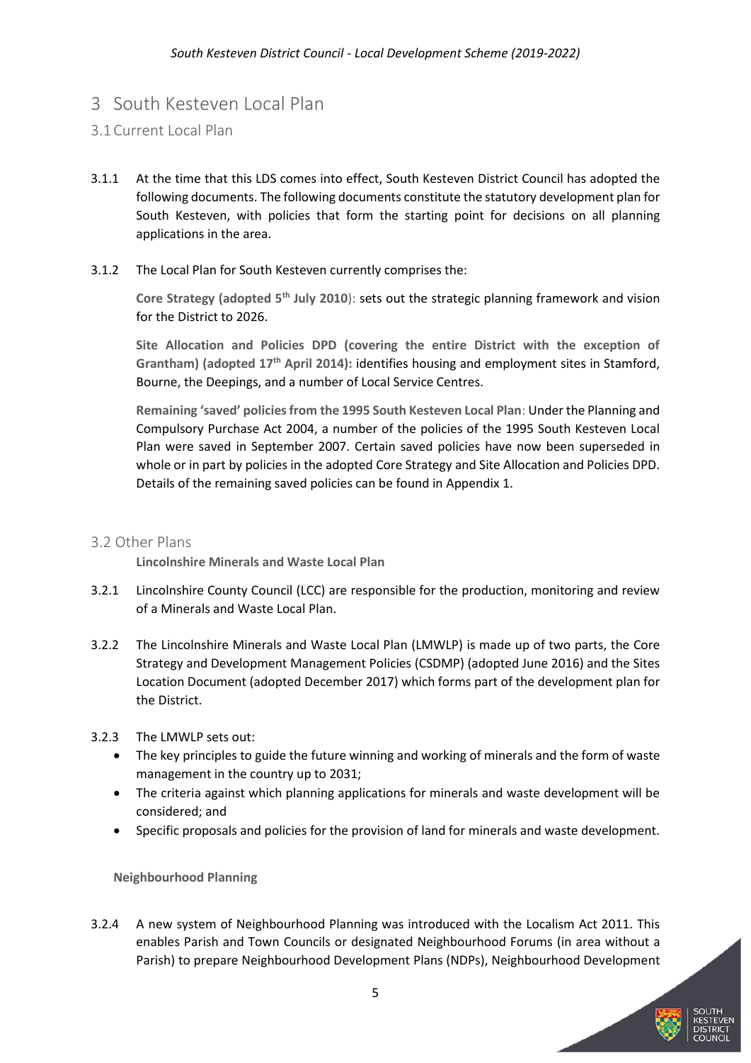# 3 South Kesteven Local Plan

## 3.1 Current Local Plan

3.1.1 At the time that this LDS comes into effect, South Kesteven District Council has adopted the following documents. The following documents constitute the statutory development plan for South Kesteven, with policies that form the starting point for decisions on all planning applications in the area.

3.1.2 The Local Plan for South Kesteven currently comprises the:

**Core Strategy (adopted 5th July 2010**): sets out the strategic planning framework and vision for the District to 2026.

**Site Allocation and Policies DPD (covering the entire District with the exception of Grantham) (adopted 17th April 2014):** identifies housing and employment sites in Stamford, Bourne, the Deepings, and a number of Local Service Centres.

**Remaining 'saved' policies from the 1995 South Kesteven Local Plan**: Under the Planning and Compulsory Purchase Act 2004, a number of the policies of the 1995 South Kesteven Local Plan were saved in September 2007. Certain saved policies have now been superseded in whole or in part by policies in the adopted Core Strategy and Site Allocation and Policies DPD. Details of the remaining saved policies can be found in Appendix 1.

## 3.2 Other Plans

**Lincolnshire Minerals and Waste Local Plan**

3.2.1 Lincolnshire County Council (LCC) are responsible for the production, monitoring and review of a Minerals and Waste Local Plan.

3.2.2 The Lincolnshire Minerals and Waste Local Plan (LMWLP) is made up of two parts, the Core Strategy and Development Management Policies (CSDMP) (adopted June 2016) and the Sites Location Document (adopted December 2017) which forms part of the development plan for the District.

3.2.3 The LMWLP sets out:

- The key principles to guide the future winning and working of minerals and the form of waste management in the country up to 2031;
- The criteria against which planning applications for minerals and waste development will be considered; and
- Specific proposals and policies for the provision of land for minerals and waste development.

**Neighbourhood Planning**

3.2.4 A new system of Neighbourhood Planning was introduced with the Localism Act 2011. This enables Parish and Town Councils or designated Neighbourhood Forums (in area without a Parish) to prepare Neighbourhood Development Plans (NDPs), Neighbourhood Development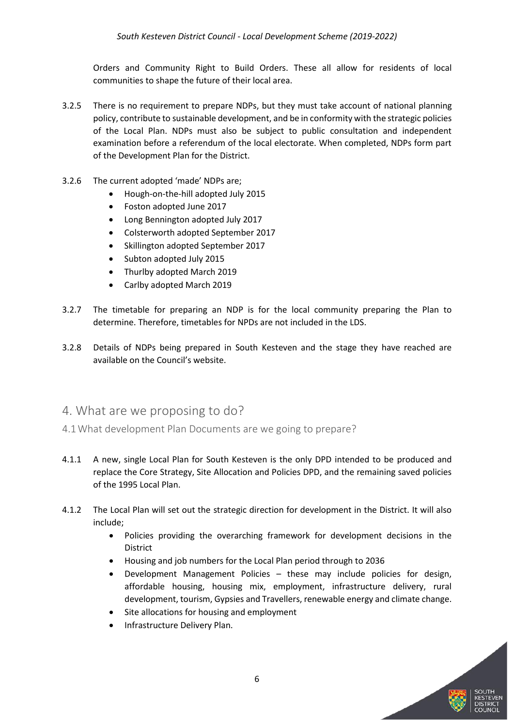Orders and Community Right to Build Orders. These all allow for residents of local communities to shape the future of their local area.

3.2.5 There is no requirement to prepare NDPs, but they must take account of national planning policy, contribute to sustainable development, and be in conformity with the strategic policies of the Local Plan. NDPs must also be subject to public consultation and independent examination before a referendum of the local electorate. When completed, NDPs form part of the Development Plan for the District.

3.2.6 The current adopted 'made' NDPs are;

- Hough-on-the-hill adopted July 2015
- Foston adopted June 2017
- Long Bennington adopted July 2017
- Colsterworth adopted September 2017
- Skillington adopted September 2017
- Subton adopted July 2015
- Thurlby adopted March 2019
- Carlby adopted March 2019

3.2.7 The timetable for preparing an NDP is for the local community preparing the Plan to determine. Therefore, timetables for NPDs are not included in the LDS.

3.2.8 Details of NDPs being prepared in South Kesteven and the stage they have reached are available on the Council's website.

# 4. What are we proposing to do?

## 4.1 What development Plan Documents are we going to prepare?

4.1.1 A new, single Local Plan for South Kesteven is the only DPD intended to be produced and replace the Core Strategy, Site Allocation and Policies DPD, and the remaining saved policies of the 1995 Local Plan.

4.1.2 The Local Plan will set out the strategic direction for development in the District. It will also include;

- Policies providing the overarching framework for development decisions in the District
- Housing and job numbers for the Local Plan period through to 2036
- Development Management Policies – these may include policies for design, affordable housing, housing mix, employment, infrastructure delivery, rural development, tourism, Gypsies and Travellers, renewable energy and climate change.
- Site allocations for housing and employment
- Infrastructure Delivery Plan.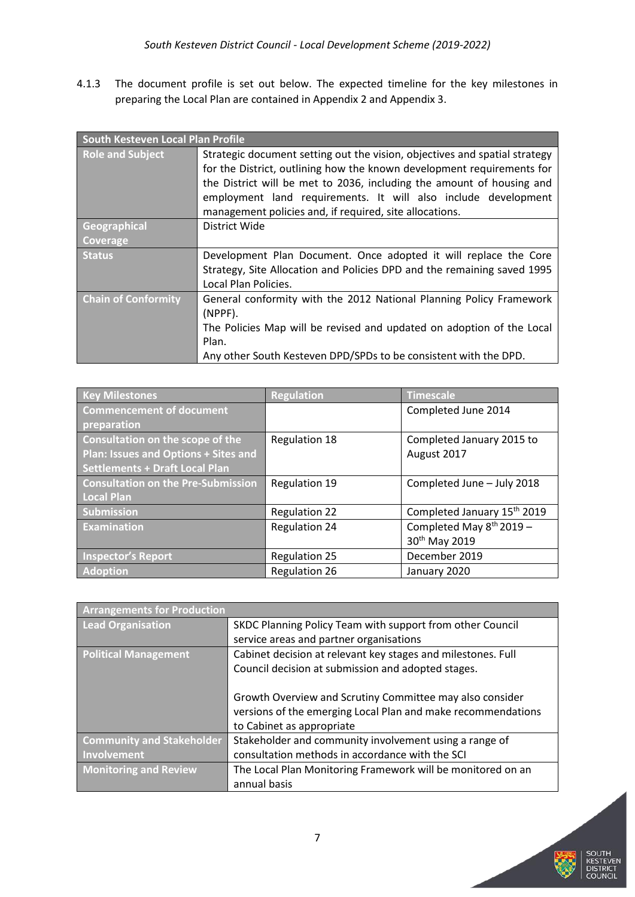4.1.3 The document profile is set out below. The expected timeline for the key milestones in preparing the Local Plan are contained in Appendix 2 and Appendix 3.

| South Kesteven Local Plan Profile | |
|---|---|
| **Role and Subject** | Strategic document setting out the vision, objectives and spatial strategy for the District, outlining how the known development requirements for the District will be met to 2036, including the amount of housing and employment land requirements. It will also include development management policies and, if required, site allocations. |
| **Geographical Coverage** | District Wide |
| **Status** | Development Plan Document. Once adopted it will replace the Core Strategy, Site Allocation and Policies DPD and the remaining saved 1995 Local Plan Policies. |
| **Chain of Conformity** | General conformity with the 2012 National Planning Policy Framework (NPPF).<br>The Policies Map will be revised and updated on adoption of the Local Plan.<br>Any other South Kesteven DPD/SPDs to be consistent with the DPD. |

| Key Milestones | Regulation | Timescale |
|---|---|---|
| **Commencement of document preparation** | | Completed June 2014 |
| **Consultation on the scope of the Plan: Issues and Options + Sites and Settlements + Draft Local Plan** | Regulation 18 | Completed January 2015 to August 2017 |
| **Consultation on the Pre-Submission Local Plan** | Regulation 19 | Completed June – July 2018 |
| **Submission** | Regulation 22 | Completed January 15th 2019 |
| **Examination** | Regulation 24 | Completed May 8th 2019 – 30th May 2019 |
| **Inspector's Report** | Regulation 25 | December 2019 |
| **Adoption** | Regulation 26 | January 2020 |

| Arrangements for Production | |
|---|---|
| **Lead Organisation** | SKDC Planning Policy Team with support from other Council service areas and partner organisations |
| **Political Management** | Cabinet decision at relevant key stages and milestones. Full Council decision at submission and adopted stages.<br><br>Growth Overview and Scrutiny Committee may also consider versions of the emerging Local Plan and make recommendations to Cabinet as appropriate |
| **Community and Stakeholder Involvement** | Stakeholder and community involvement using a range of consultation methods in accordance with the SCI |
| **Monitoring and Review** | The Local Plan Monitoring Framework will be monitored on an annual basis |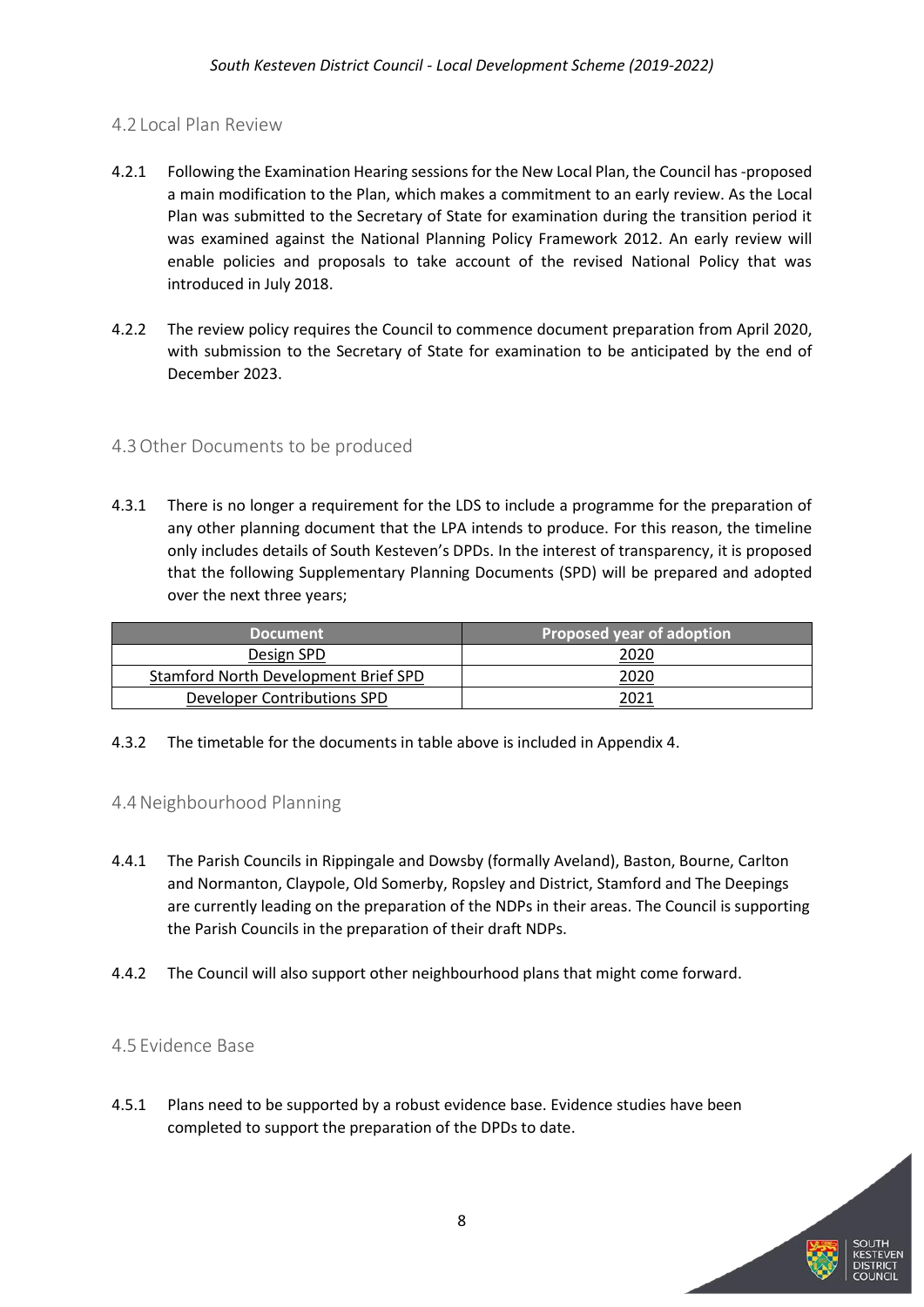## 4.2 Local Plan Review

4.2.1 Following the Examination Hearing sessions for the New Local Plan, the Council has -proposed a main modification to the Plan, which makes a commitment to an early review. As the Local Plan was submitted to the Secretary of State for examination during the transition period it was examined against the National Planning Policy Framework 2012. An early review will enable policies and proposals to take account of the revised National Policy that was introduced in July 2018.

4.2.2 The review policy requires the Council to commence document preparation from April 2020, with submission to the Secretary of State for examination to be anticipated by the end of December 2023.

## 4.3 Other Documents to be produced

4.3.1 There is no longer a requirement for the LDS to include a programme for the preparation of any other planning document that the LPA intends to produce. For this reason, the timeline only includes details of South Kesteven's DPDs. In the interest of transparency, it is proposed that the following Supplementary Planning Documents (SPD) will be prepared and adopted over the next three years;

| Document | Proposed year of adoption |
|---|---|
| Design SPD | 2020 |
| Stamford North Development Brief SPD | 2020 |
| Developer Contributions SPD | 2021 |

4.3.2 The timetable for the documents in table above is included in Appendix 4.

## 4.4 Neighbourhood Planning

4.4.1 The Parish Councils in Rippingale and Dowsby (formally Aveland), Baston, Bourne, Carlton and Normanton, Claypole, Old Somerby, Ropsley and District, Stamford and The Deepings are currently leading on the preparation of the NDPs in their areas. The Council is supporting the Parish Councils in the preparation of their draft NDPs.

4.4.2 The Council will also support other neighbourhood plans that might come forward.

## 4.5 Evidence Base

4.5.1 Plans need to be supported by a robust evidence base. Evidence studies have been completed to support the preparation of the DPDs to date.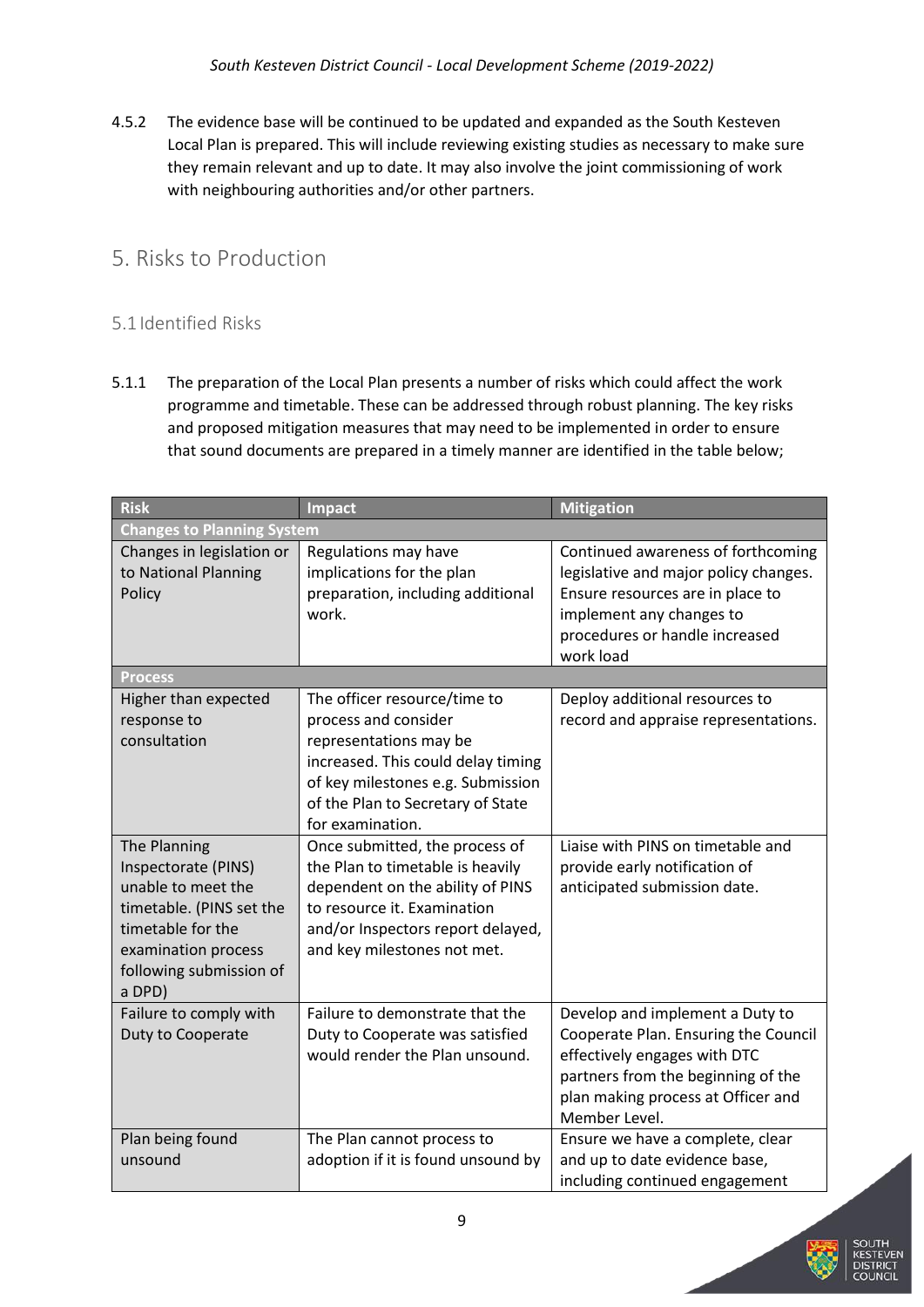4.5.2 The evidence base will be continued to be updated and expanded as the South Kesteven Local Plan is prepared. This will include reviewing existing studies as necessary to make sure they remain relevant and up to date. It may also involve the joint commissioning of work with neighbouring authorities and/or other partners.

# 5. Risks to Production

## 5.1 Identified Risks

5.1.1 The preparation of the Local Plan presents a number of risks which could affect the work programme and timetable. These can be addressed through robust planning. The key risks and proposed mitigation measures that may need to be implemented in order to ensure that sound documents are prepared in a timely manner are identified in the table below;

| Risk | Impact | Mitigation |
|---|---|---|
| **Changes to Planning System** | | |
| Changes in legislation or to National Planning Policy | Regulations may have implications for the plan preparation, including additional work. | Continued awareness of forthcoming legislative and major policy changes. Ensure resources are in place to implement any changes to procedures or handle increased work load |
| **Process** | | |
| Higher than expected response to consultation | The officer resource/time to process and consider representations may be increased. This could delay timing of key milestones e.g. Submission of the Plan to Secretary of State for examination. | Deploy additional resources to record and appraise representations. |
| The Planning Inspectorate (PINS) unable to meet the timetable. (PINS set the timetable for the examination process following submission of a DPD) | Once submitted, the process of the Plan to timetable is heavily dependent on the ability of PINS to resource it. Examination and/or Inspectors report delayed, and key milestones not met. | Liaise with PINS on timetable and provide early notification of anticipated submission date. |
| Failure to comply with Duty to Cooperate | Failure to demonstrate that the Duty to Cooperate was satisfied would render the Plan unsound. | Develop and implement a Duty to Cooperate Plan. Ensuring the Council effectively engages with DTC partners from the beginning of the plan making process at Officer and Member Level. |
| Plan being found unsound | The Plan cannot process to adoption if it is found unsound by | Ensure we have a complete, clear and up to date evidence base, including continued engagement |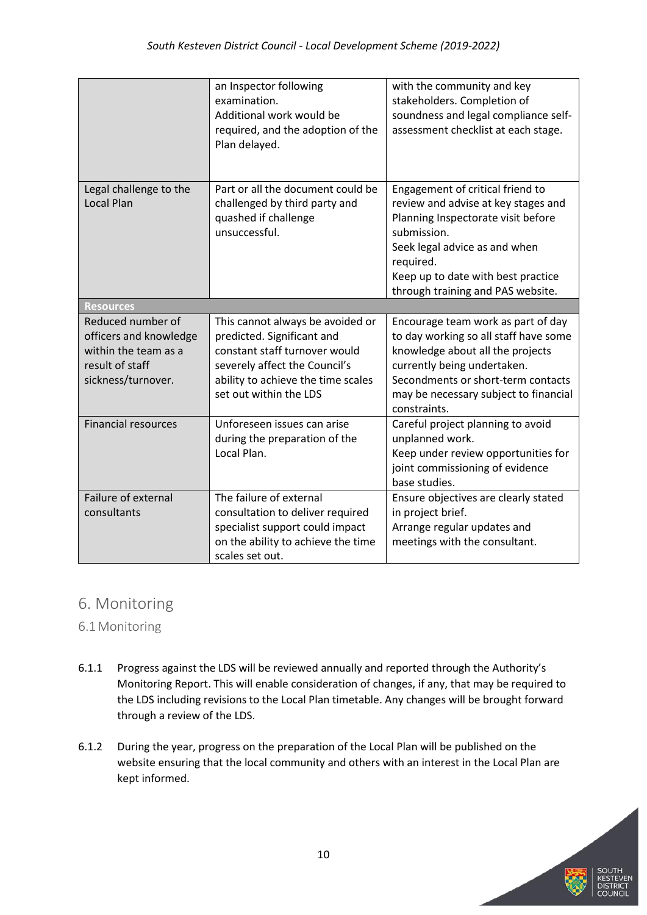| | | |
|---|---|---|
| | an Inspector following examination. Additional work would be required, and the adoption of the Plan delayed. | with the community and key stakeholders. Completion of soundness and legal compliance self-assessment checklist at each stage. |
| Legal challenge to the Local Plan | Part or all the document could be challenged by third party and quashed if challenge unsuccessful. | Engagement of critical friend to review and advise at key stages and Planning Inspectorate visit before submission. Seek legal advice as and when required. Keep up to date with best practice through training and PAS website. |
| **Resources** | | |
| Reduced number of officers and knowledge within the team as a result of staff sickness/turnover. | This cannot always be avoided or predicted. Significant and constant staff turnover would severely affect the Council's ability to achieve the time scales set out within the LDS | Encourage team work as part of day to day working so all staff have some knowledge about all the projects currently being undertaken. Secondments or short-term contacts may be necessary subject to financial constraints. |
| Financial resources | Unforeseen issues can arise during the preparation of the Local Plan. | Careful project planning to avoid unplanned work. Keep under review opportunities for joint commissioning of evidence base studies. |
| Failure of external consultants | The failure of external consultation to deliver required specialist support could impact on the ability to achieve the time scales set out. | Ensure objectives are clearly stated in project brief. Arrange regular updates and meetings with the consultant. |

# 6. Monitoring

## 6.1 Monitoring

6.1.1 Progress against the LDS will be reviewed annually and reported through the Authority's Monitoring Report. This will enable consideration of changes, if any, that may be required to the LDS including revisions to the Local Plan timetable. Any changes will be brought forward through a review of the LDS.

6.1.2 During the year, progress on the preparation of the Local Plan will be published on the website ensuring that the local community and others with an interest in the Local Plan are kept informed.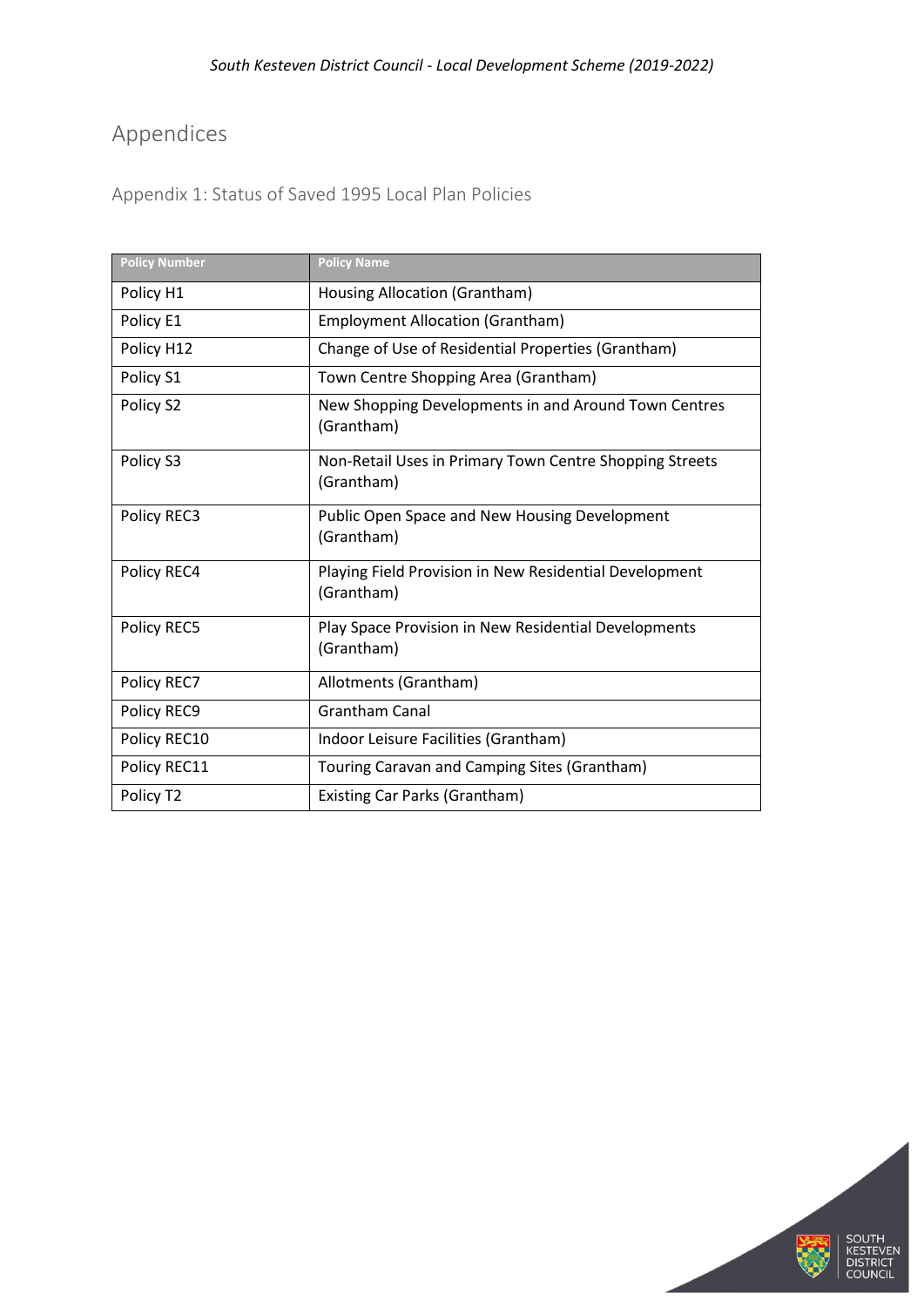# Appendices

## Appendix 1: Status of Saved 1995 Local Plan Policies

| Policy Number | Policy Name |
| --- | --- |
| Policy H1 | Housing Allocation (Grantham) |
| Policy E1 | Employment Allocation (Grantham) |
| Policy H12 | Change of Use of Residential Properties (Grantham) |
| Policy S1 | Town Centre Shopping Area (Grantham) |
| Policy S2 | New Shopping Developments in and Around Town Centres (Grantham) |
| Policy S3 | Non-Retail Uses in Primary Town Centre Shopping Streets (Grantham) |
| Policy REC3 | Public Open Space and New Housing Development (Grantham) |
| Policy REC4 | Playing Field Provision in New Residential Development (Grantham) |
| Policy REC5 | Play Space Provision in New Residential Developments (Grantham) |
| Policy REC7 | Allotments (Grantham) |
| Policy REC9 | Grantham Canal |
| Policy REC10 | Indoor Leisure Facilities (Grantham) |
| Policy REC11 | Touring Caravan and Camping Sites (Grantham) |
| Policy T2 | Existing Car Parks (Grantham) |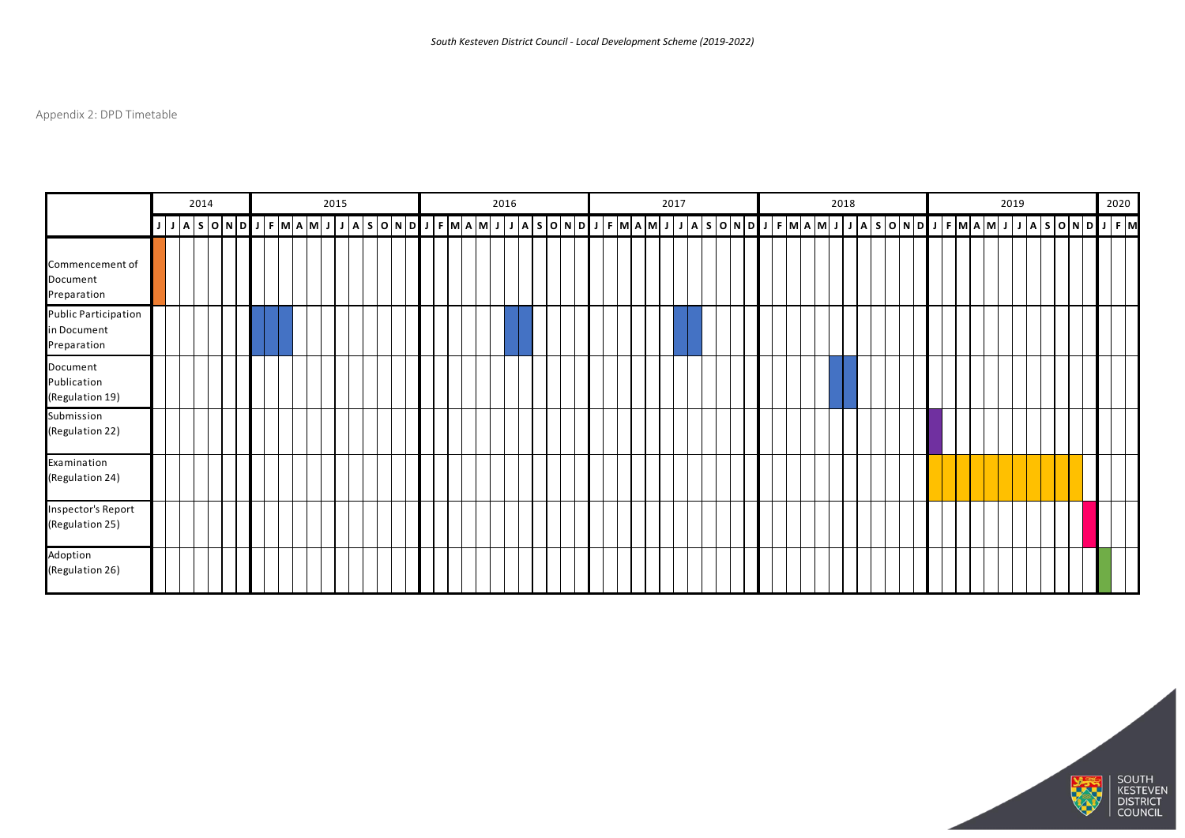Appendix 2: DPD Timetable

| | 2014 | | | | | | | 2015 | | | | | | | | | | | | 2016 | | | | | | | | | | | | 2017 | | | | | | | | | | | | 2018 | | | | | | | | | | | | 2019 | | | | | | | | | | | | 2020 | | |
|---|---|---|---|---|---|---|---|---|---|---|---|---|---|---|---|---|---|---|---|---|---|---|---|---|---|---|---|---|---|---|---|---|---|---|---|---|---|---|---|---|---|---|---|---|---|---|---|---|---|---|---|---|---|---|---|---|---|---|---|---|---|---|---|---|---|---|---|---|---|---|
| | J | J | A | S | O | N | D | J | F | M | A | M | J | J | A | S | O | N | D | J | F | M | A | M | J | J | A | S | O | N | D | J | F | M | A | M | J | J | A | S | O | N | D | J | F | M | A | M | J | J | A | S | O | N | D | J | F | M | A | M | J | J | A | S | O | N | D | J | F | M |
| Commencement of Document Preparation | ■ | | | | | | | | | | | | | | | | | | | | | | | | | | | | | | | | | | | | | | | | | | | | | | | | | | | | | | | | | | | | | | | | | | | | | |
| Public Participation in Document Preparation | | | | | | | | ■ | ■ | ■ | | | | | | | | | | | | | | | | ■ | ■ | | | | | | | | | | | ■ | ■ | | | | | | | | | | | | | | | | | | | | | | | | | | | | | | | | |
| Document Publication (Regulation 19) | | | | | | | | | | | | | | | | | | | | | | | | | | | | | | | | | | | | | | | | | | | | | | | | | ■ | ■ | | | | | | | | | | | | | | | | | | | | | |
| Submission (Regulation 22) | | | | | | | | | | | | | | | | | | | | | | | | | | | | | | | | | | | | | | | | | | | | | | | | | | | | | | | | ■ | | | | | | | | | | | | | | |
| Examination (Regulation 24) | | | | | | | | | | | | | | | | | | | | | | | | | | | | | | | | | | | | | | | | | | | | | | | | | | | | | | | | ■ | ■ | ■ | ■ | ■ | ■ | ■ | ■ | ■ | ■ | ■ | | | | |
| Inspector's Report (Regulation 25) | | | | | | | | | | | | | | | | | | | | | | | | | | | | | | | | | | | | | | | | | | | | | | | | | | | | | | | | | | | | | | | | | | ■ | | | |
| Adoption (Regulation 26) | | | | | | | | | | | | | | | | | | | | | | | | | | | | | | | | | | | | | | | | | | | | | | | | | | | | | | | | | | | | | | | | | | | ■ | | |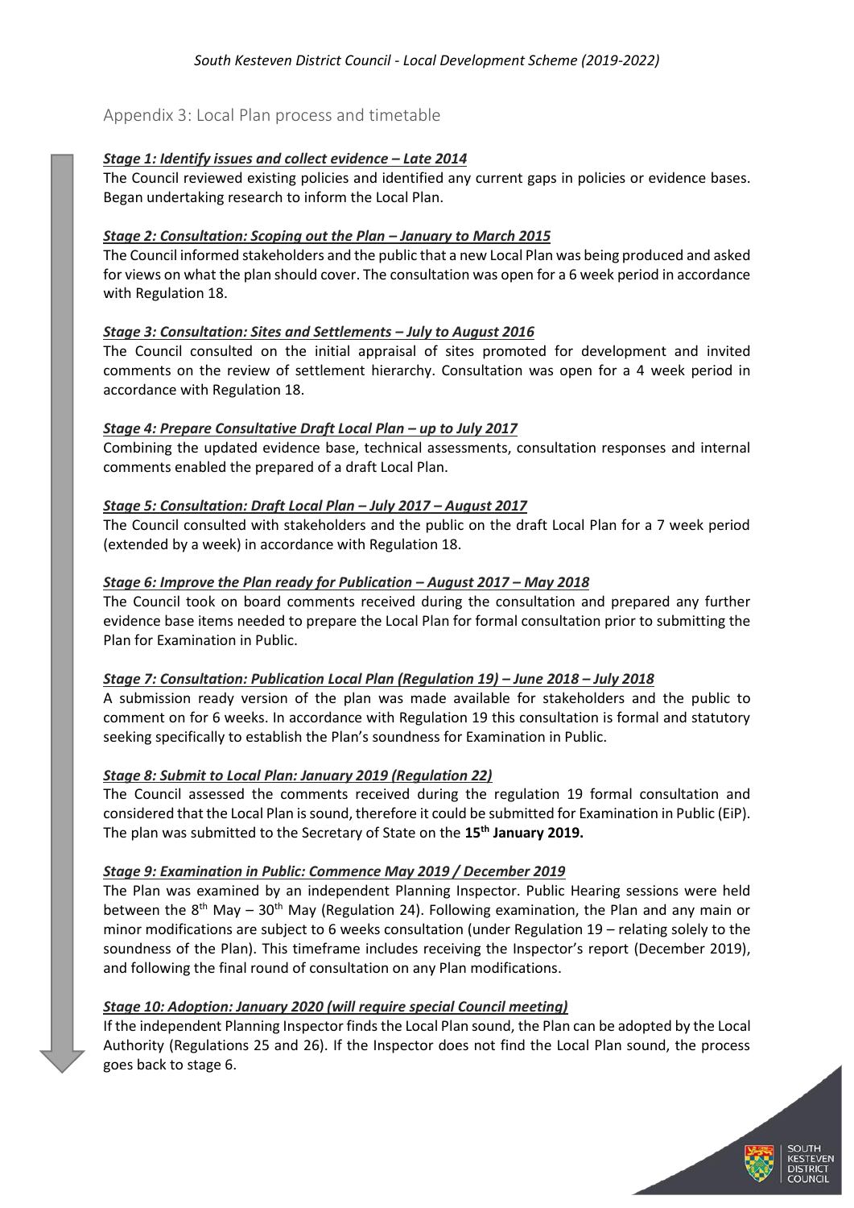## Appendix 3: Local Plan process and timetable

***Stage 1: Identify issues and collect evidence – Late 2014***

The Council reviewed existing policies and identified any current gaps in policies or evidence bases. Began undertaking research to inform the Local Plan.

***Stage 2: Consultation: Scoping out the Plan – January to March 2015***

The Council informed stakeholders and the public that a new Local Plan was being produced and asked for views on what the plan should cover. The consultation was open for a 6 week period in accordance with Regulation 18.

***Stage 3: Consultation: Sites and Settlements – July to August 2016***

The Council consulted on the initial appraisal of sites promoted for development and invited comments on the review of settlement hierarchy. Consultation was open for a 4 week period in accordance with Regulation 18.

***Stage 4: Prepare Consultative Draft Local Plan – up to July 2017***

Combining the updated evidence base, technical assessments, consultation responses and internal comments enabled the prepared of a draft Local Plan.

***Stage 5: Consultation: Draft Local Plan – July 2017 – August 2017***

The Council consulted with stakeholders and the public on the draft Local Plan for a 7 week period (extended by a week) in accordance with Regulation 18.

***Stage 6: Improve the Plan ready for Publication – August 2017 – May 2018***

The Council took on board comments received during the consultation and prepared any further evidence base items needed to prepare the Local Plan for formal consultation prior to submitting the Plan for Examination in Public.

***Stage 7: Consultation: Publication Local Plan (Regulation 19) – June 2018 – July 2018***

A submission ready version of the plan was made available for stakeholders and the public to comment on for 6 weeks. In accordance with Regulation 19 this consultation is formal and statutory seeking specifically to establish the Plan's soundness for Examination in Public.

***Stage 8: Submit to Local Plan: January 2019 (Regulation 22)***

The Council assessed the comments received during the regulation 19 formal consultation and considered that the Local Plan is sound, therefore it could be submitted for Examination in Public (EiP). The plan was submitted to the Secretary of State on the **15th January 2019.**

***Stage 9: Examination in Public: Commence May 2019 / December 2019***

The Plan was examined by an independent Planning Inspector. Public Hearing sessions were held between the 8th May – 30th May (Regulation 24). Following examination, the Plan and any main or minor modifications are subject to 6 weeks consultation (under Regulation 19 – relating solely to the soundness of the Plan). This timeframe includes receiving the Inspector's report (December 2019), and following the final round of consultation on any Plan modifications.

***Stage 10: Adoption: January 2020 (will require special Council meeting)***

If the independent Planning Inspector finds the Local Plan sound, the Plan can be adopted by the Local Authority (Regulations 25 and 26). If the Inspector does not find the Local Plan sound, the process goes back to stage 6.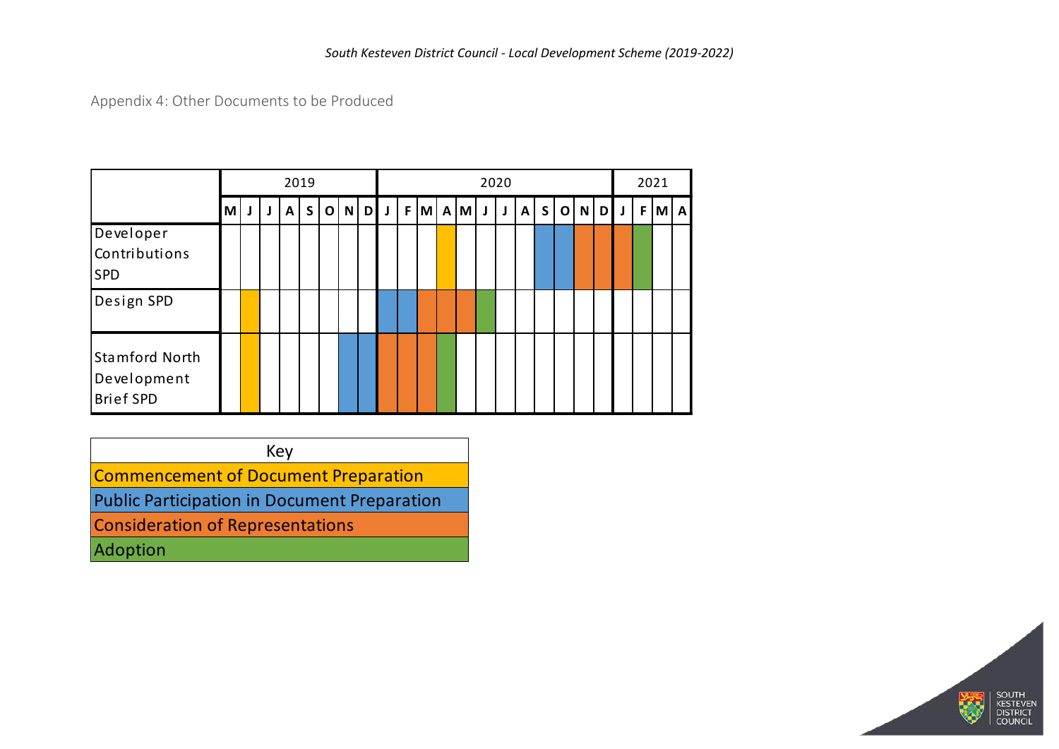## Appendix 4: Other Documents to be Produced

| | 2019 | | | | | | | | 2020 | | | | | | | | | | | | 2021 | | | |
|---|---|---|---|---|---|---|---|---|---|---|---|---|---|---|---|---|---|---|---|---|---|---|---|---|
| | M | J | J | A | S | O | N | D | J | F | M | A | M | J | J | A | S | O | N | D | J | F | M | A |
| Developer Contributions SPD | | | | | | | | | | | | Commencement | | | | | Public Participation | Public Participation | Consideration | Consideration | Consideration | Adoption | | |
| Design SPD | | Commencement | | | | | | | Public Participation | Public Participation | Consideration | Consideration | Consideration | Adoption | | | | | | | | | | |
| Stamford North Development Brief SPD | | Commencement | | | | | Public Participation | Public Participation | Consideration | Consideration | Consideration | Adoption | | | | | | | | | | | | |

| Key |
|---|
| Commencement of Document Preparation |
| Public Participation in Document Preparation |
| Consideration of Representations |
| Adoption |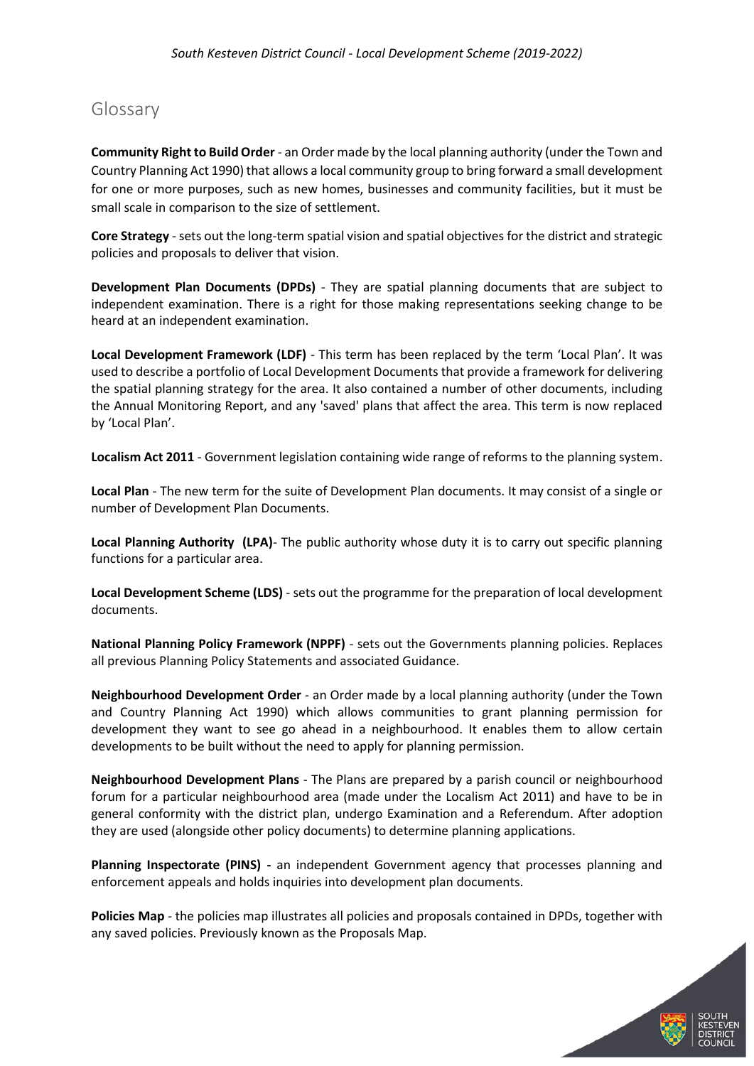## Glossary

**Community Right to Build Order** - an Order made by the local planning authority (under the Town and Country Planning Act 1990) that allows a local community group to bring forward a small development for one or more purposes, such as new homes, businesses and community facilities, but it must be small scale in comparison to the size of settlement.

**Core Strategy** - sets out the long-term spatial vision and spatial objectives for the district and strategic policies and proposals to deliver that vision.

**Development Plan Documents (DPDs)** - They are spatial planning documents that are subject to independent examination. There is a right for those making representations seeking change to be heard at an independent examination.

**Local Development Framework (LDF)** - This term has been replaced by the term 'Local Plan'. It was used to describe a portfolio of Local Development Documents that provide a framework for delivering the spatial planning strategy for the area. It also contained a number of other documents, including the Annual Monitoring Report, and any 'saved' plans that affect the area. This term is now replaced by 'Local Plan'.

**Localism Act 2011** - Government legislation containing wide range of reforms to the planning system.

**Local Plan** - The new term for the suite of Development Plan documents. It may consist of a single or number of Development Plan Documents.

**Local Planning Authority (LPA)**- The public authority whose duty it is to carry out specific planning functions for a particular area.

**Local Development Scheme (LDS)** - sets out the programme for the preparation of local development documents.

**National Planning Policy Framework (NPPF)** - sets out the Governments planning policies. Replaces all previous Planning Policy Statements and associated Guidance.

**Neighbourhood Development Order** - an Order made by a local planning authority (under the Town and Country Planning Act 1990) which allows communities to grant planning permission for development they want to see go ahead in a neighbourhood. It enables them to allow certain developments to be built without the need to apply for planning permission.

**Neighbourhood Development Plans** - The Plans are prepared by a parish council or neighbourhood forum for a particular neighbourhood area (made under the Localism Act 2011) and have to be in general conformity with the district plan, undergo Examination and a Referendum. After adoption they are used (alongside other policy documents) to determine planning applications.

**Planning Inspectorate (PINS) -** an independent Government agency that processes planning and enforcement appeals and holds inquiries into development plan documents.

**Policies Map** - the policies map illustrates all policies and proposals contained in DPDs, together with any saved policies. Previously known as the Proposals Map.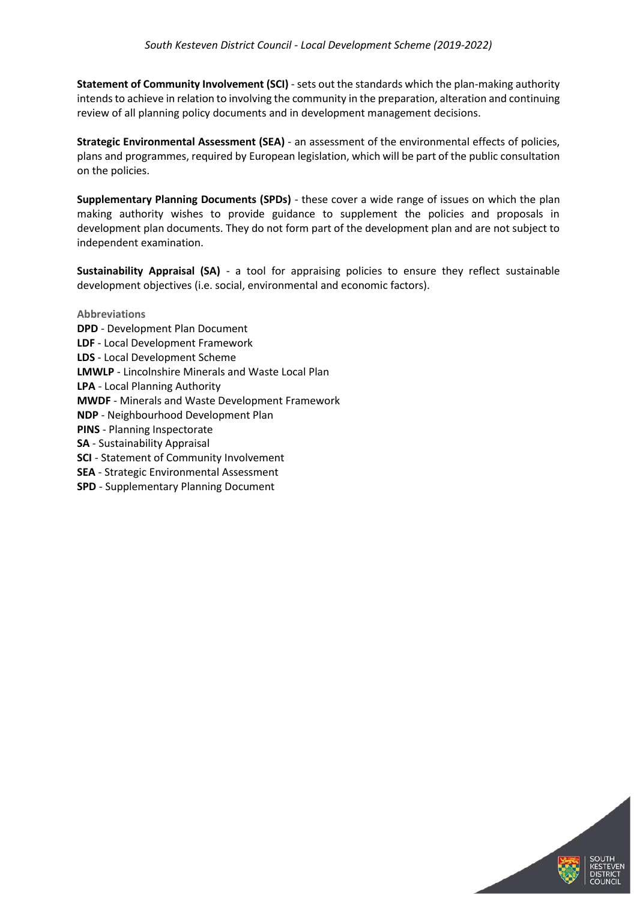**Statement of Community Involvement (SCI)** - sets out the standards which the plan-making authority intends to achieve in relation to involving the community in the preparation, alteration and continuing review of all planning policy documents and in development management decisions.

**Strategic Environmental Assessment (SEA)** - an assessment of the environmental effects of policies, plans and programmes, required by European legislation, which will be part of the public consultation on the policies.

**Supplementary Planning Documents (SPDs)** - these cover a wide range of issues on which the plan making authority wishes to provide guidance to supplement the policies and proposals in development plan documents. They do not form part of the development plan and are not subject to independent examination.

**Sustainability Appraisal (SA)** - a tool for appraising policies to ensure they reflect sustainable development objectives (i.e. social, environmental and economic factors).

### Abbreviations

**DPD** - Development Plan Document
**LDF** - Local Development Framework
**LDS** - Local Development Scheme
**LMWLP** - Lincolnshire Minerals and Waste Local Plan
**LPA** - Local Planning Authority
**MWDF** - Minerals and Waste Development Framework
**NDP** - Neighbourhood Development Plan
**PINS** - Planning Inspectorate
**SA** - Sustainability Appraisal
**SCI** - Statement of Community Involvement
**SEA** - Strategic Environmental Assessment
**SPD** - Supplementary Planning Document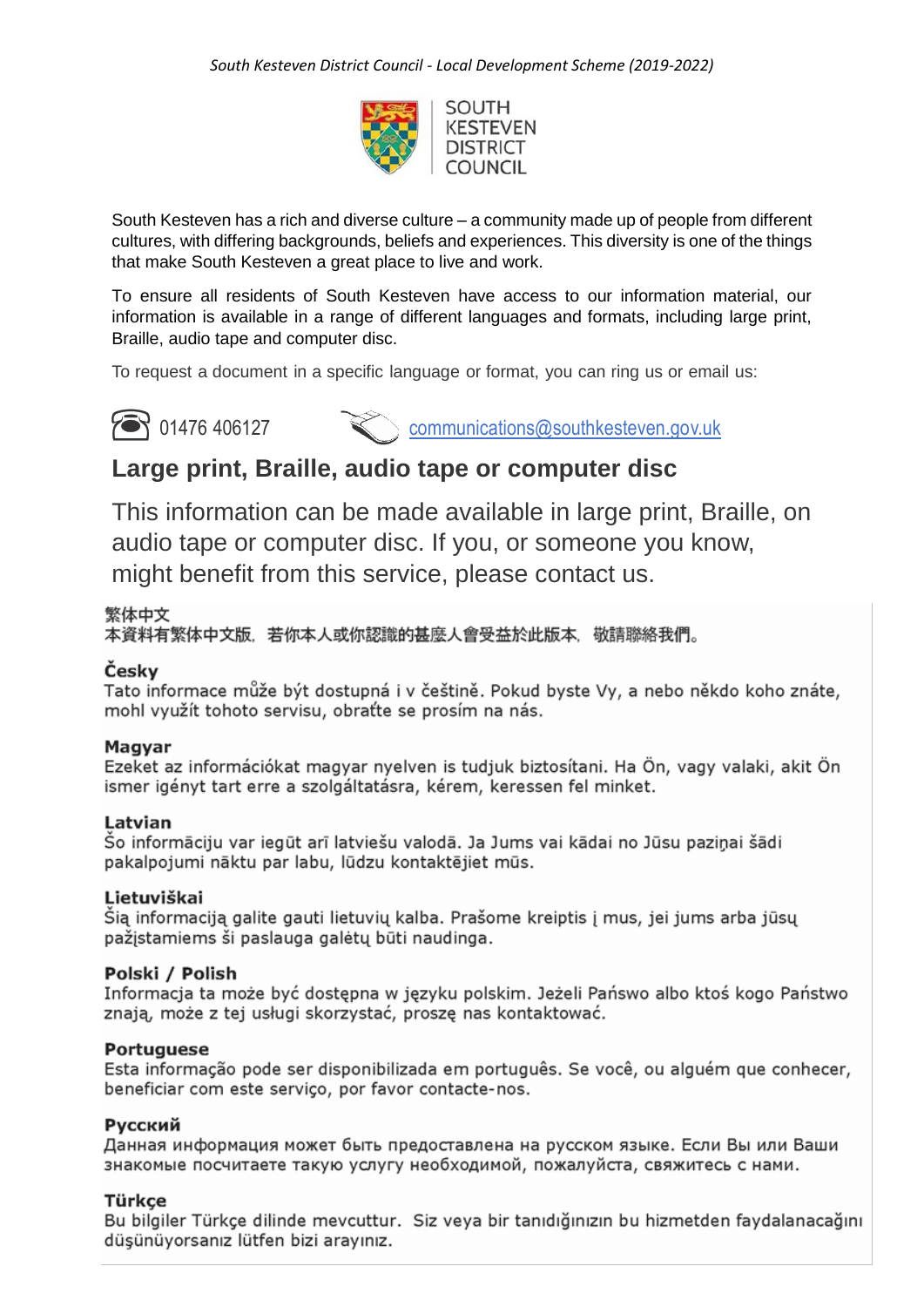SOUTH KESTEVEN DISTRICT COUNCIL

South Kesteven has a rich and diverse culture – a community made up of people from different cultures, with differing backgrounds, beliefs and experiences. This diversity is one of the things that make South Kesteven a great place to live and work.

To ensure all residents of South Kesteven have access to our information material, our information is available in a range of different languages and formats, including large print, Braille, audio tape and computer disc.

To request a document in a specific language or format, you can ring us or email us:

01476 406127 communications@southkesteven.gov.uk

## Large print, Braille, audio tape or computer disc

This information can be made available in large print, Braille, on audio tape or computer disc. If you, or someone you know, might benefit from this service, please contact us.

**繁体中文**
本資料有繁体中文版，若你本人或你認識的甚麼人會受益於此版本，敬請聯絡我們。

**Česky**
Tato informace může být dostupná i v češtině. Pokud byste Vy, a nebo někdo koho znáte, mohl využít tohoto servisu, obraťte se prosím na nás.

**Magyar**
Ezeket az információkat magyar nyelven is tudjuk biztosítani. Ha Ön, vagy valaki, akit Ön ismer igényt tart erre a szolgáltatásra, kérem, keressen fel minket.

**Latvian**
Šo informāciju var iegūt arī latviešu valodā. Ja Jums vai kādai no Jūsu paziņai šādi pakalpojumi nāktu par labu, lūdzu kontaktējiet mūs.

**Lietuviškai**
Šią informaciją galite gauti lietuvių kalba. Prašome kreiptis į mus, jei jums arba jūsų pažįstamiems ši paslauga galėtų būti naudinga.

**Polski / Polish**
Informacja ta może być dostępna w języku polskim. Jeżeli Pańswo albo ktoś kogo Państwo znają, może z tej usługi skorzystać, proszę nas kontaktować.

**Portuguese**
Esta informação pode ser disponibilizada em português. Se você, ou alguém que conhecer, beneficiar com este serviço, por favor contacte-nos.

**Русский**
Данная информация может быть предоставлена на русском языке. Если Вы или Ваши знакомые посчитаете такую услугу необходимой, пожалуйста, свяжитесь с нами.

**Türkçe**
Bu bilgiler Türkçe dilinde mevcuttur. Siz veya bir tanıdığınızın bu hizmetden faydalanacağını düşünüyorsanız lütfen bizi arayınız.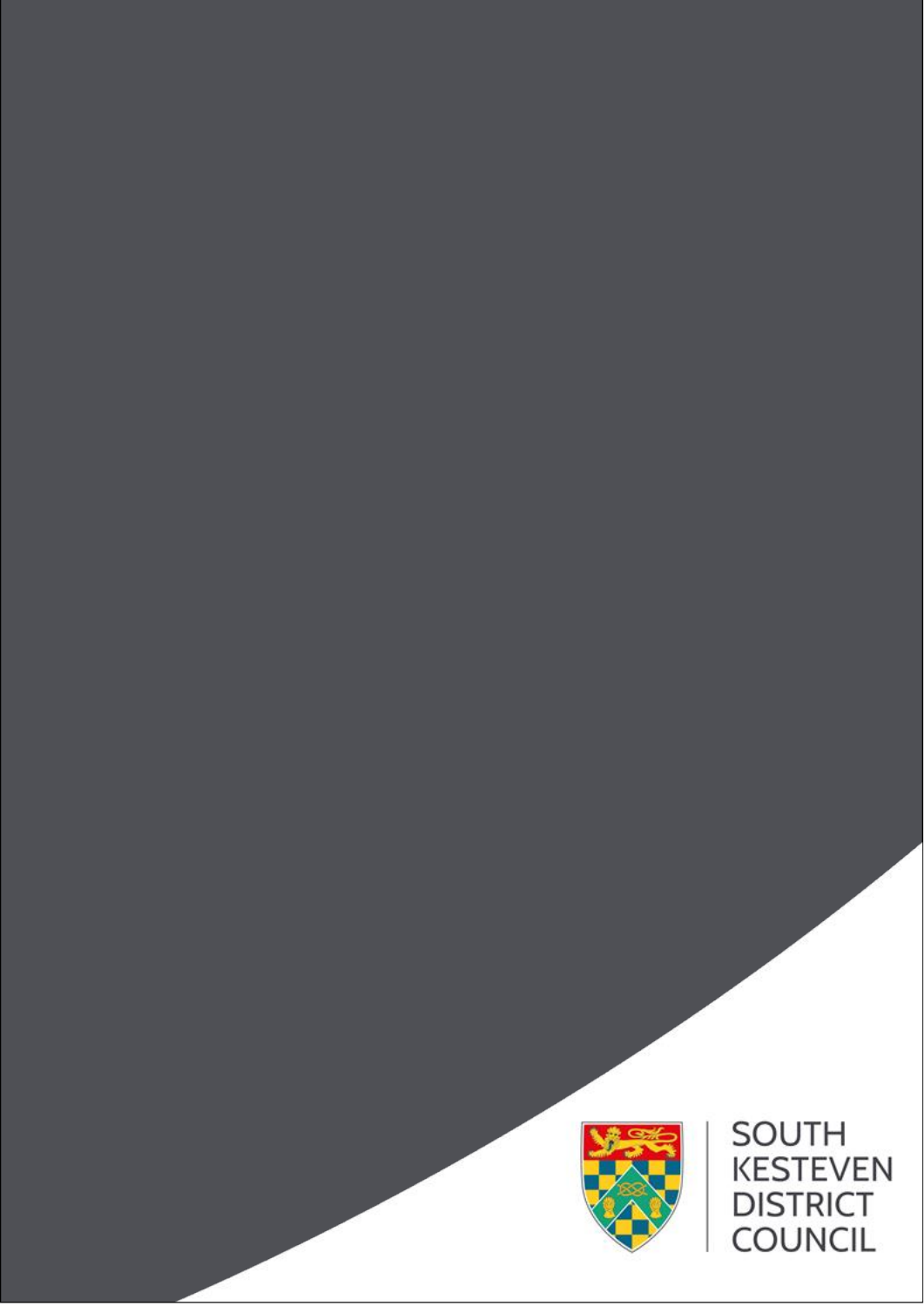SOUTH
KESTEVEN
DISTRICT
COUNCIL